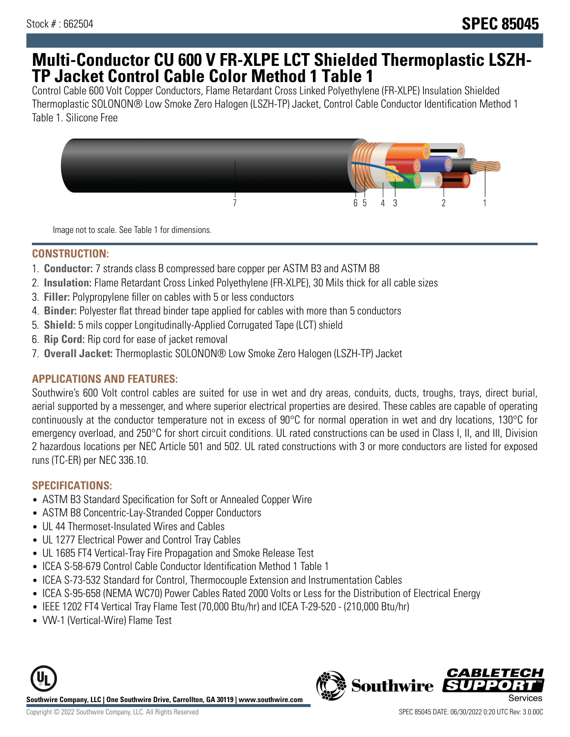Stock # : 662504

**SPEC 85045**

# Multi-Conductor CU 600 V FR-XLPE LCT Shielded Thermoplastic LSZH-TP Jacket Control Cable Color Method 1 Table 1

Control Cable 600 Volt Copper Conductors, Flame Retardant Cross Linked Polyethylene (FR-XLPE) Insulation Shielded Thermoplastic SOLONON® Low Smoke Zero Halogen (LSZH-TP) Jacket, Control Cable Conductor Identification Method 1 Table 1. Silicone Free

Image not to scale. See Table 1 for dimensions.

## CONSTRUCTION:

1. **Conductor:** 7 strands class B compressed bare copper per ASTM B3 and ASTM B8
2. **Insulation:** Flame Retardant Cross Linked Polyethylene (FR-XLPE), 30 Mils thick for all cable sizes
3. **Filler:** Polypropylene filler on cables with 5 or less conductors
4. **Binder:** Polyester flat thread binder tape applied for cables with more than 5 conductors
5. **Shield:** 5 mils copper Longitudinally-Applied Corrugated Tape (LCT) shield
6. **Rip Cord:** Rip cord for ease of jacket removal
7. **Overall Jacket:** Thermoplastic SOLONON® Low Smoke Zero Halogen (LSZH-TP) Jacket

## APPLICATIONS AND FEATURES:

Southwire's 600 Volt control cables are suited for use in wet and dry areas, conduits, ducts, troughs, trays, direct burial, aerial supported by a messenger, and where superior electrical properties are desired. These cables are capable of operating continuously at the conductor temperature not in excess of 90°C for normal operation in wet and dry locations, 130°C for emergency overload, and 250°C for short circuit conditions. UL rated constructions can be used in Class I, II, and III, Division 2 hazardous locations per NEC Article 501 and 502. UL rated constructions with 3 or more conductors are listed for exposed runs (TC-ER) per NEC 336.10.

## SPECIFICATIONS:

- ASTM B3 Standard Specification for Soft or Annealed Copper Wire
- ASTM B8 Concentric-Lay-Stranded Copper Conductors
- UL 44 Thermoset-Insulated Wires and Cables
- UL 1277 Electrical Power and Control Tray Cables
- UL 1685 FT4 Vertical-Tray Fire Propagation and Smoke Release Test
- ICEA S-58-679 Control Cable Conductor Identification Method 1 Table 1
- ICEA S-73-532 Standard for Control, Thermocouple Extension and Instrumentation Cables
- ICEA S-95-658 (NEMA WC70) Power Cables Rated 2000 Volts or Less for the Distribution of Electrical Energy
- IEEE 1202 FT4 Vertical Tray Flame Test (70,000 Btu/hr) and ICEA T-29-520 - (210,000 Btu/hr)
- VW-1 (Vertical-Wire) Flame Test

Southwire Company, LLC | One Southwire Drive, Carrollton, GA 30119 | www.southwire.com

Copyright © 2022 Southwire Company, LLC. All Rights Reserved

SPEC 85045 DATE: 06/30/2022 0:20 UTC Rev: 3.0.00C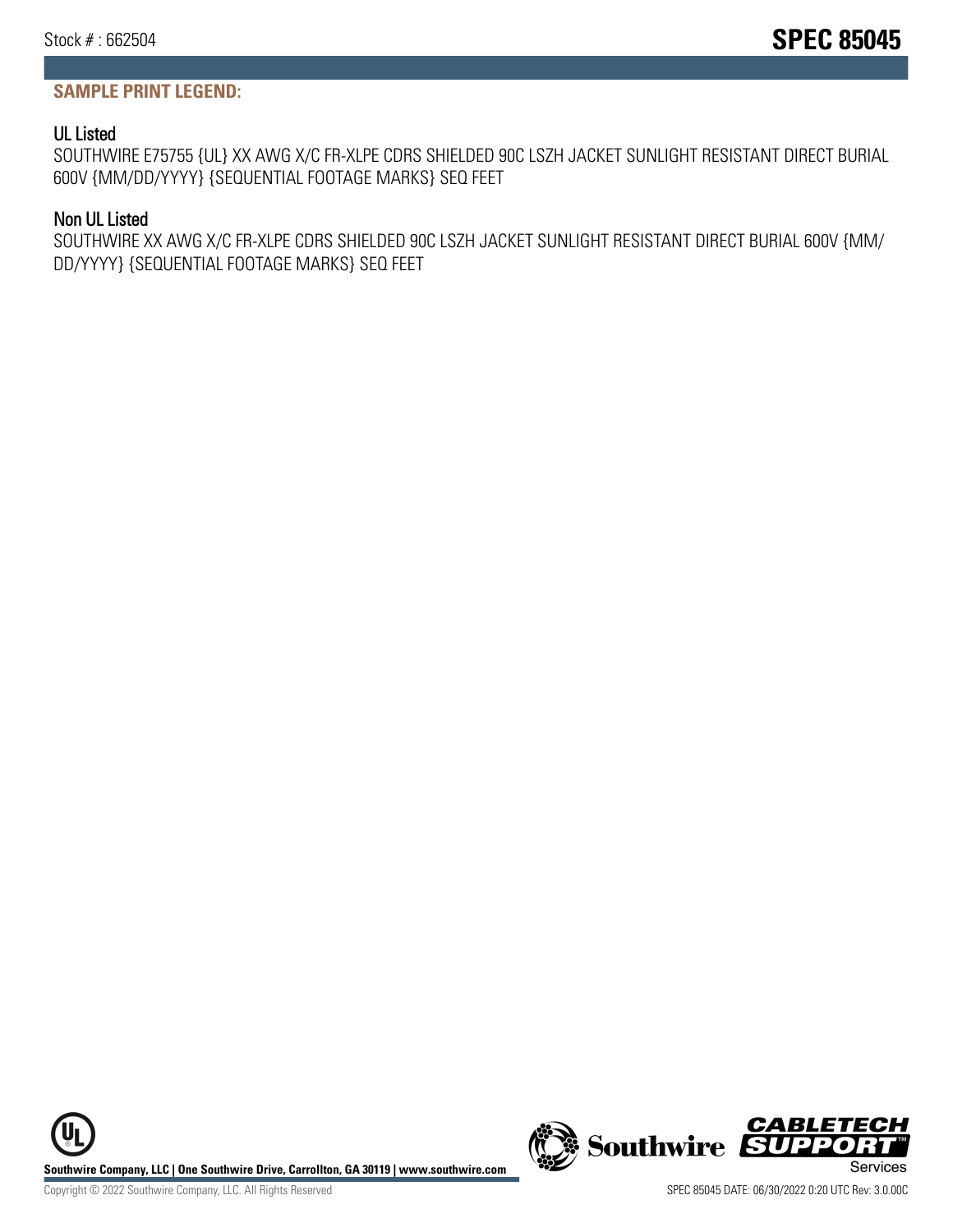## SAMPLE PRINT LEGEND:

### UL Listed

SOUTHWIRE E75755 {UL} XX AWG X/C FR-XLPE CDRS SHIELDED 90C LSZH JACKET SUNLIGHT RESISTANT DIRECT BURIAL 600V {MM/DD/YYYY} {SEQUENTIAL FOOTAGE MARKS} SEQ FEET

### Non UL Listed

SOUTHWIRE XX AWG X/C FR-XLPE CDRS SHIELDED 90C LSZH JACKET SUNLIGHT RESISTANT DIRECT BURIAL 600V {MM/DD/YYYY} {SEQUENTIAL FOOTAGE MARKS} SEQ FEET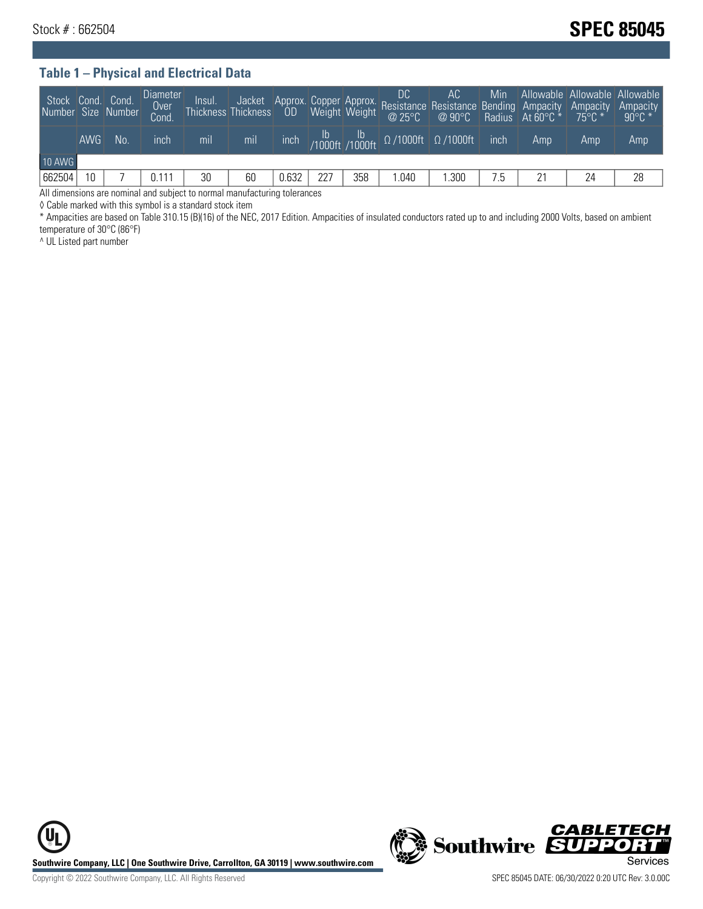### Table 1 – Physical and Electrical Data

| Stock Number | Cond. Size | Cond. Number | Diameter Over Cond. | Insul. Thickness | Jacket Thickness | Approx. OD | Copper Weight | Approx. Weight | DC Resistance @ 25°C | AC Resistance @ 90°C | Min Bending Radius | Allowable Ampacity At 60°C * | Allowable Ampacity 75°C * | Allowable Ampacity 90°C * |
|---|---|---|---|---|---|---|---|---|---|---|---|---|---|---|
| | AWG | No. | inch | mil | mil | inch | lb /1000ft | lb /1000ft | Ω /1000ft | Ω /1000ft | inch | Amp | Amp | Amp |
| 10 AWG | | | | | | | | | | | | | | |
| 662504 | 10 | 7 | 0.111 | 30 | 60 | 0.632 | 227 | 358 | 1.040 | 1.300 | 7.5 | 21 | 24 | 28 |

All dimensions are nominal and subject to normal manufacturing tolerances

◊ Cable marked with this symbol is a standard stock item

* Ampacities are based on Table 310.15 (B)(16) of the NEC, 2017 Edition. Ampacities of insulated conductors rated up to and including 2000 Volts, based on ambient temperature of 30°C (86°F)

^ UL Listed part number